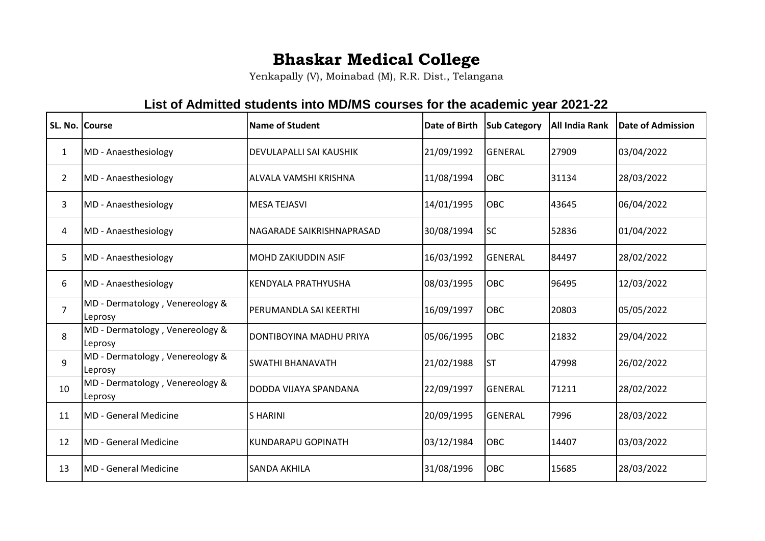# Bhaskar Medical College

Yenkapally (V), Moinabad (M), R.R. Dist., Telangana

## List of Admitted students into MD/MS courses for the academic year 2021-22

| SL. No. | Course | Name of Student | Date of Birth | Sub Category | All India Rank | Date of Admission |
|---|---|---|---|---|---|---|
| 1 | MD - Anaesthesiology | DEVULAPALLI SAI KAUSHIK | 21/09/1992 | GENERAL | 27909 | 03/04/2022 |
| 2 | MD - Anaesthesiology | ALVALA VAMSHI KRISHNA | 11/08/1994 | OBC | 31134 | 28/03/2022 |
| 3 | MD - Anaesthesiology | MESA TEJASVI | 14/01/1995 | OBC | 43645 | 06/04/2022 |
| 4 | MD - Anaesthesiology | NAGARADE SAIKRISHNAPRASAD | 30/08/1994 | SC | 52836 | 01/04/2022 |
| 5 | MD - Anaesthesiology | MOHD ZAKIUDDIN ASIF | 16/03/1992 | GENERAL | 84497 | 28/02/2022 |
| 6 | MD - Anaesthesiology | KENDYALA PRATHYUSHA | 08/03/1995 | OBC | 96495 | 12/03/2022 |
| 7 | MD - Dermatology , Venereology & Leprosy | PERUMANDLA SAI KEERTHI | 16/09/1997 | OBC | 20803 | 05/05/2022 |
| 8 | MD - Dermatology , Venereology & Leprosy | DONTIBOYINA MADHU PRIYA | 05/06/1995 | OBC | 21832 | 29/04/2022 |
| 9 | MD - Dermatology , Venereology & Leprosy | SWATHI BHANAVATH | 21/02/1988 | ST | 47998 | 26/02/2022 |
| 10 | MD - Dermatology , Venereology & Leprosy | DODDA VIJAYA SPANDANA | 22/09/1997 | GENERAL | 71211 | 28/02/2022 |
| 11 | MD - General Medicine | S HARINI | 20/09/1995 | GENERAL | 7996 | 28/03/2022 |
| 12 | MD - General Medicine | KUNDARAPU GOPINATH | 03/12/1984 | OBC | 14407 | 03/03/2022 |
| 13 | MD - General Medicine | SANDA AKHILA | 31/08/1996 | OBC | 15685 | 28/03/2022 |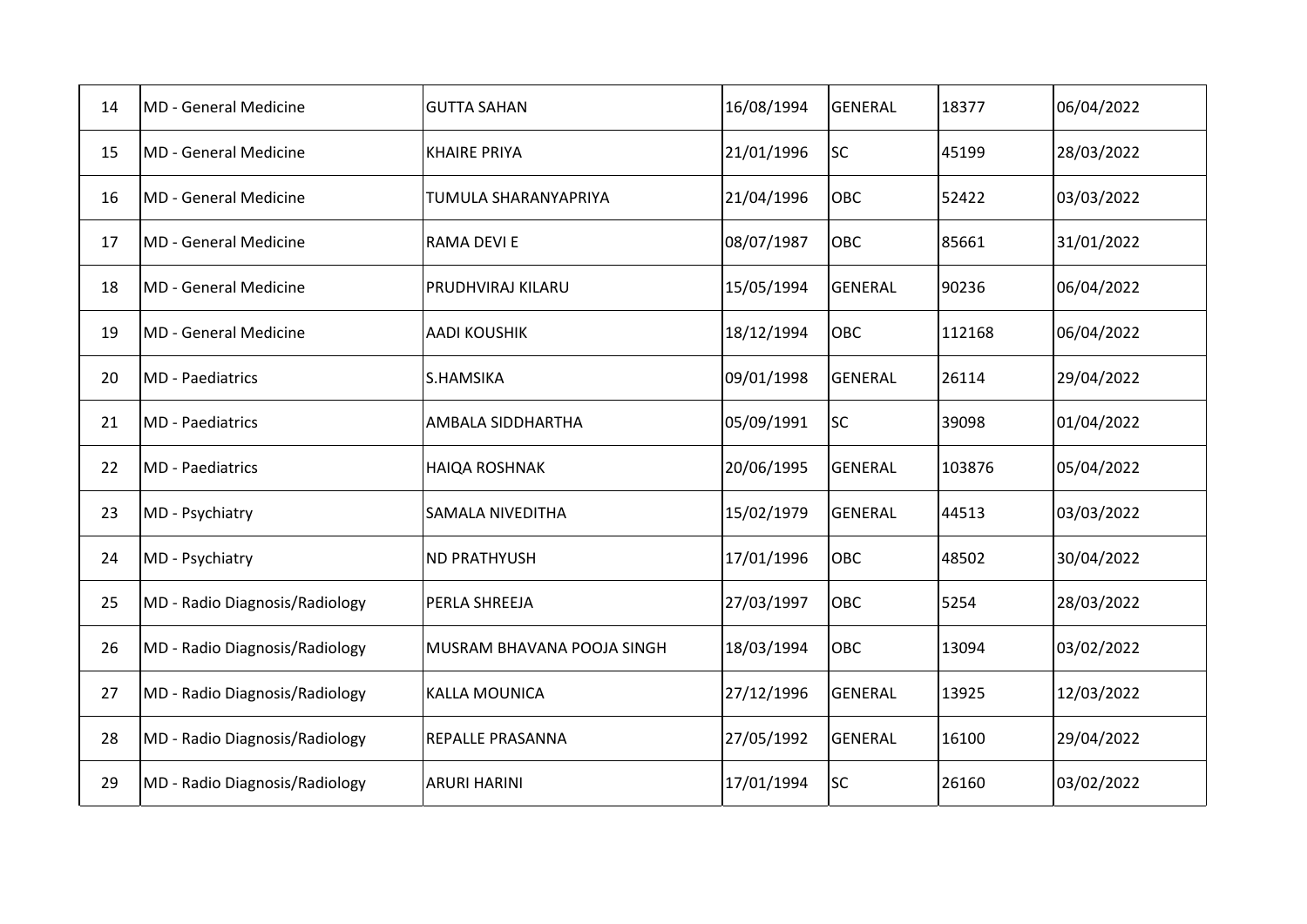| | | | | | | |
|---|---|---|---|---|---|---|
| 14 | MD - General Medicine | GUTTA SAHAN | 16/08/1994 | GENERAL | 18377 | 06/04/2022 |
| 15 | MD - General Medicine | KHAIRE PRIYA | 21/01/1996 | SC | 45199 | 28/03/2022 |
| 16 | MD - General Medicine | TUMULA SHARANYAPRIYA | 21/04/1996 | OBC | 52422 | 03/03/2022 |
| 17 | MD - General Medicine | RAMA DEVI E | 08/07/1987 | OBC | 85661 | 31/01/2022 |
| 18 | MD - General Medicine | PRUDHVIRAJ KILARU | 15/05/1994 | GENERAL | 90236 | 06/04/2022 |
| 19 | MD - General Medicine | AADI KOUSHIK | 18/12/1994 | OBC | 112168 | 06/04/2022 |
| 20 | MD - Paediatrics | S.HAMSIKA | 09/01/1998 | GENERAL | 26114 | 29/04/2022 |
| 21 | MD - Paediatrics | AMBALA SIDDHARTHA | 05/09/1991 | SC | 39098 | 01/04/2022 |
| 22 | MD - Paediatrics | HAIQA ROSHNAK | 20/06/1995 | GENERAL | 103876 | 05/04/2022 |
| 23 | MD - Psychiatry | SAMALA NIVEDITHA | 15/02/1979 | GENERAL | 44513 | 03/03/2022 |
| 24 | MD - Psychiatry | ND PRATHYUSH | 17/01/1996 | OBC | 48502 | 30/04/2022 |
| 25 | MD - Radio Diagnosis/Radiology | PERLA SHREEJA | 27/03/1997 | OBC | 5254 | 28/03/2022 |
| 26 | MD - Radio Diagnosis/Radiology | MUSRAM BHAVANA POOJA SINGH | 18/03/1994 | OBC | 13094 | 03/02/2022 |
| 27 | MD - Radio Diagnosis/Radiology | KALLA MOUNICA | 27/12/1996 | GENERAL | 13925 | 12/03/2022 |
| 28 | MD - Radio Diagnosis/Radiology | REPALLE PRASANNA | 27/05/1992 | GENERAL | 16100 | 29/04/2022 |
| 29 | MD - Radio Diagnosis/Radiology | ARURI HARINI | 17/01/1994 | SC | 26160 | 03/02/2022 |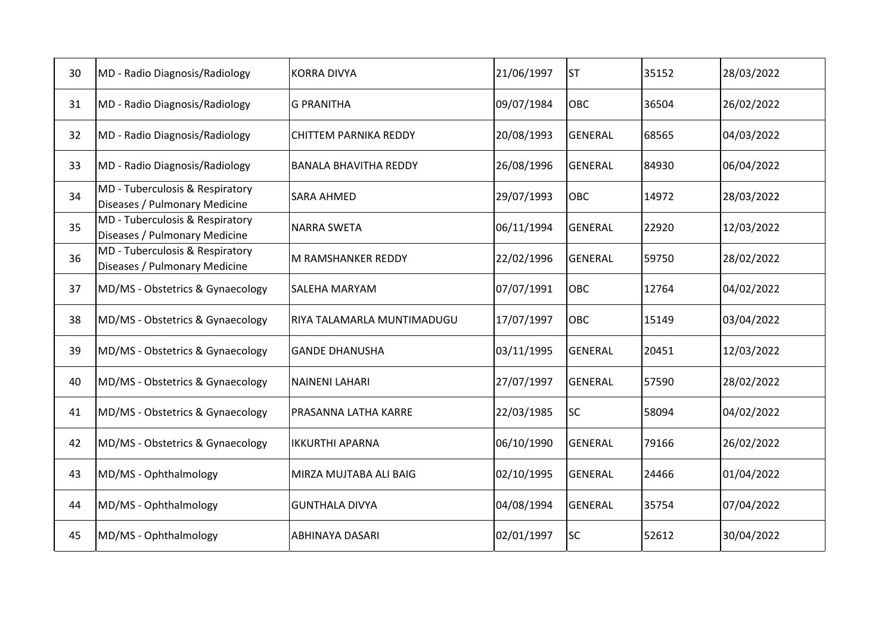| 30 | MD - Radio Diagnosis/Radiology | KORRA DIVYA | 21/06/1997 | ST | 35152 | 28/03/2022 |
|---|---|---|---|---|---|---|
| 31 | MD - Radio Diagnosis/Radiology | G PRANITHA | 09/07/1984 | OBC | 36504 | 26/02/2022 |
| 32 | MD - Radio Diagnosis/Radiology | CHITTEM PARNIKA REDDY | 20/08/1993 | GENERAL | 68565 | 04/03/2022 |
| 33 | MD - Radio Diagnosis/Radiology | BANALA BHAVITHA REDDY | 26/08/1996 | GENERAL | 84930 | 06/04/2022 |
| 34 | MD - Tuberculosis & Respiratory Diseases / Pulmonary Medicine | SARA AHMED | 29/07/1993 | OBC | 14972 | 28/03/2022 |
| 35 | MD - Tuberculosis & Respiratory Diseases / Pulmonary Medicine | NARRA SWETA | 06/11/1994 | GENERAL | 22920 | 12/03/2022 |
| 36 | MD - Tuberculosis & Respiratory Diseases / Pulmonary Medicine | M RAMSHANKER REDDY | 22/02/1996 | GENERAL | 59750 | 28/02/2022 |
| 37 | MD/MS - Obstetrics & Gynaecology | SALEHA MARYAM | 07/07/1991 | OBC | 12764 | 04/02/2022 |
| 38 | MD/MS - Obstetrics & Gynaecology | RIYA TALAMARLA MUNTIMADUGU | 17/07/1997 | OBC | 15149 | 03/04/2022 |
| 39 | MD/MS - Obstetrics & Gynaecology | GANDE DHANUSHA | 03/11/1995 | GENERAL | 20451 | 12/03/2022 |
| 40 | MD/MS - Obstetrics & Gynaecology | NAINENI LAHARI | 27/07/1997 | GENERAL | 57590 | 28/02/2022 |
| 41 | MD/MS - Obstetrics & Gynaecology | PRASANNA LATHA KARRE | 22/03/1985 | SC | 58094 | 04/02/2022 |
| 42 | MD/MS - Obstetrics & Gynaecology | IKKURTHI APARNA | 06/10/1990 | GENERAL | 79166 | 26/02/2022 |
| 43 | MD/MS - Ophthalmology | MIRZA MUJTABA ALI BAIG | 02/10/1995 | GENERAL | 24466 | 01/04/2022 |
| 44 | MD/MS - Ophthalmology | GUNTHALA DIVYA | 04/08/1994 | GENERAL | 35754 | 07/04/2022 |
| 45 | MD/MS - Ophthalmology | ABHINAYA DASARI | 02/01/1997 | SC | 52612 | 30/04/2022 |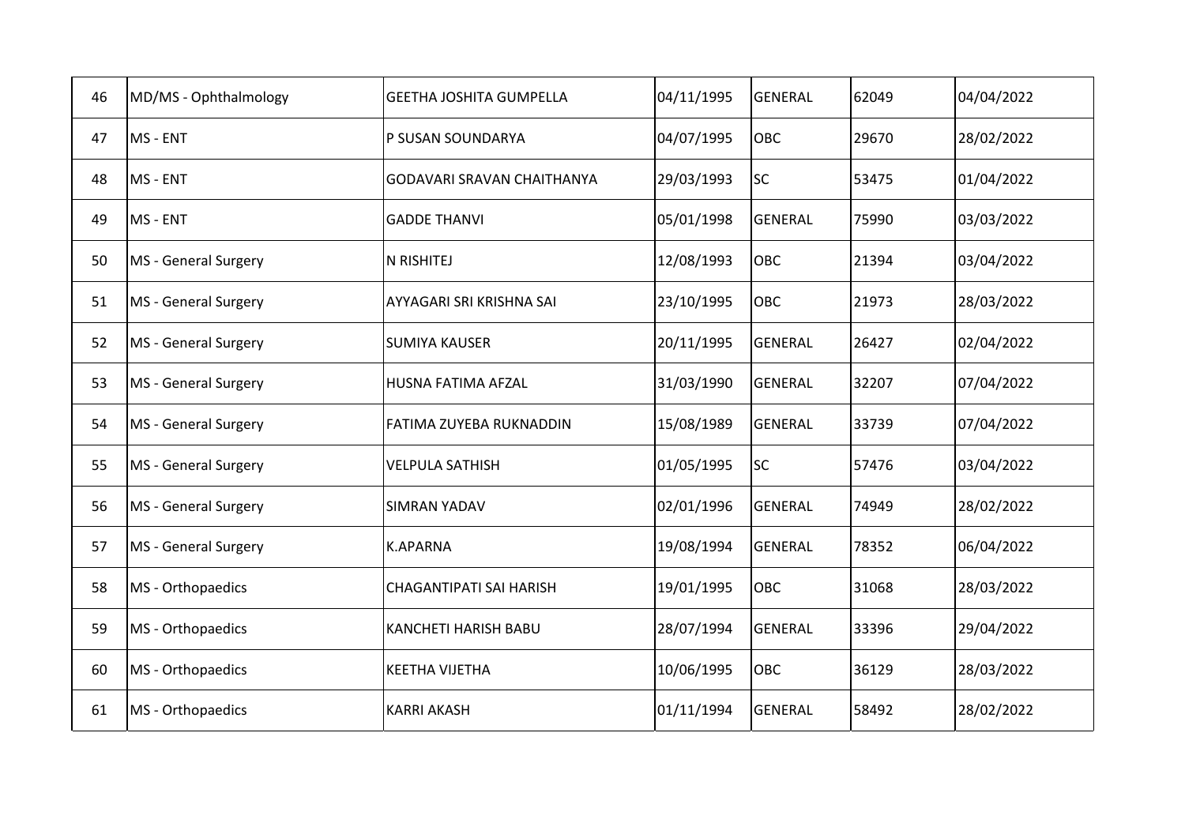| 46 | MD/MS - Ophthalmology | GEETHA JOSHITA GUMPELLA | 04/11/1995 | GENERAL | 62049 | 04/04/2022 |
|---|---|---|---|---|---|---|
| 47 | MS - ENT | P SUSAN SOUNDARYA | 04/07/1995 | OBC | 29670 | 28/02/2022 |
| 48 | MS - ENT | GODAVARI SRAVAN CHAITHANYA | 29/03/1993 | SC | 53475 | 01/04/2022 |
| 49 | MS - ENT | GADDE THANVI | 05/01/1998 | GENERAL | 75990 | 03/03/2022 |
| 50 | MS - General Surgery | N RISHITEJ | 12/08/1993 | OBC | 21394 | 03/04/2022 |
| 51 | MS - General Surgery | AYYAGARI SRI KRISHNA SAI | 23/10/1995 | OBC | 21973 | 28/03/2022 |
| 52 | MS - General Surgery | SUMIYA KAUSER | 20/11/1995 | GENERAL | 26427 | 02/04/2022 |
| 53 | MS - General Surgery | HUSNA FATIMA AFZAL | 31/03/1990 | GENERAL | 32207 | 07/04/2022 |
| 54 | MS - General Surgery | FATIMA ZUYEBA RUKNADDIN | 15/08/1989 | GENERAL | 33739 | 07/04/2022 |
| 55 | MS - General Surgery | VELPULA SATHISH | 01/05/1995 | SC | 57476 | 03/04/2022 |
| 56 | MS - General Surgery | SIMRAN YADAV | 02/01/1996 | GENERAL | 74949 | 28/02/2022 |
| 57 | MS - General Surgery | K.APARNA | 19/08/1994 | GENERAL | 78352 | 06/04/2022 |
| 58 | MS - Orthopaedics | CHAGANTIPATI SAI HARISH | 19/01/1995 | OBC | 31068 | 28/03/2022 |
| 59 | MS - Orthopaedics | KANCHETI HARISH BABU | 28/07/1994 | GENERAL | 33396 | 29/04/2022 |
| 60 | MS - Orthopaedics | KEETHA VIJETHA | 10/06/1995 | OBC | 36129 | 28/03/2022 |
| 61 | MS - Orthopaedics | KARRI AKASH | 01/11/1994 | GENERAL | 58492 | 28/02/2022 |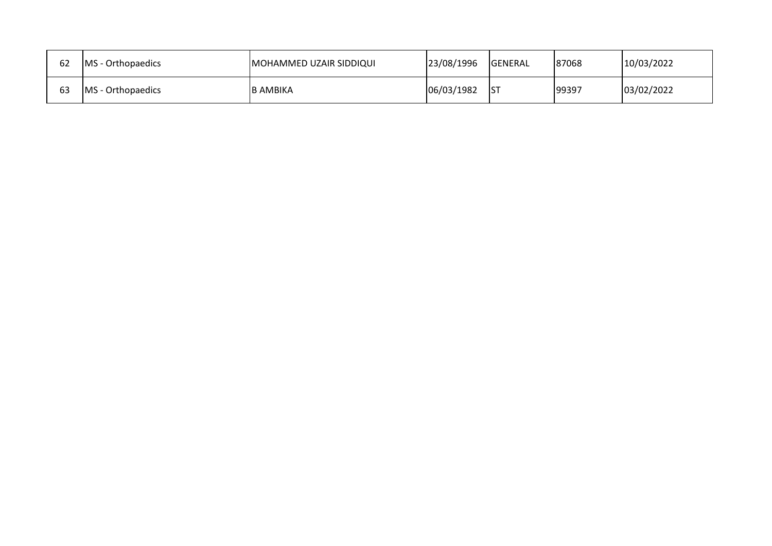| | | | | | | |
|---|---|---|---|---|---|---|
| 62 | MS - Orthopaedics | MOHAMMED UZAIR SIDDIQUI | 23/08/1996 | GENERAL | 87068 | 10/03/2022 |
| 63 | MS - Orthopaedics | B AMBIKA | 06/03/1982 | ST | 99397 | 03/02/2022 |